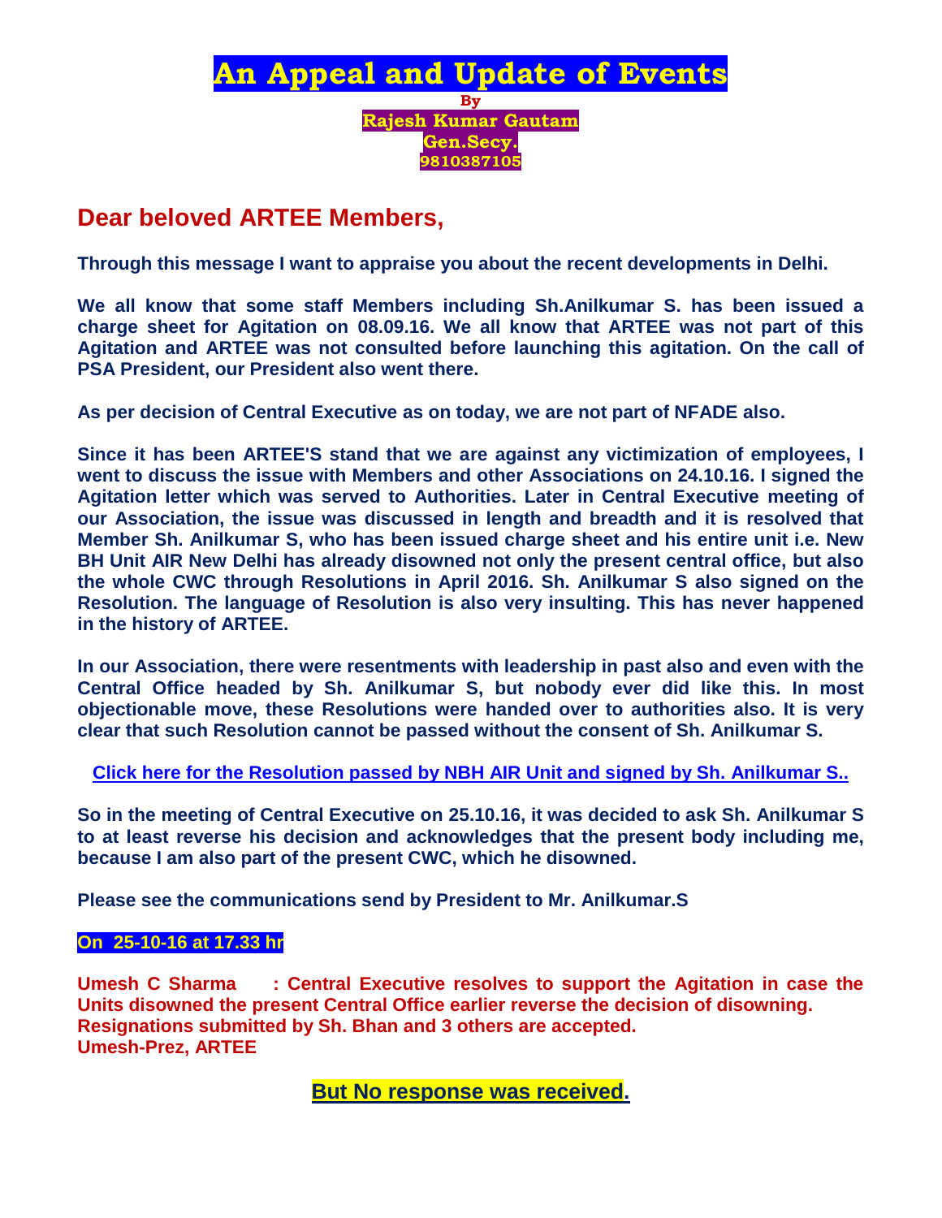# An Appeal and Update of Events

**By**
**Rajesh Kumar Gautam**
**Gen.Secy.**
**9810387105**

## Dear beloved ARTEE Members,

**Through this message I want to appraise you about the recent developments in Delhi.**

**We all know that some staff Members including Sh.Anilkumar S. has been issued a charge sheet for Agitation on 08.09.16. We all know that ARTEE was not part of this Agitation and ARTEE was not consulted before launching this agitation. On the call of PSA President, our President also went there.**

**As per decision of Central Executive as on today, we are not part of NFADE also.**

**Since it has been ARTEE'S stand that we are against any victimization of employees, I went to discuss the issue with Members and other Associations on 24.10.16. I signed the Agitation letter which was served to Authorities. Later in Central Executive meeting of our Association, the issue was discussed in length and breadth and it is resolved that Member Sh. Anilkumar S, who has been issued charge sheet and his entire unit i.e. New BH Unit AIR New Delhi has already disowned not only the present central office, but also the whole CWC through Resolutions in April 2016. Sh. Anilkumar S also signed on the Resolution. The language of Resolution is also very insulting. This has never happened in the history of ARTEE.**

**In our Association, there were resentments with leadership in past also and even with the Central Office headed by Sh. Anilkumar S, but nobody ever did like this. In most objectionable move, these Resolutions were handed over to authorities also. It is very clear that such Resolution cannot be passed without the consent of Sh. Anilkumar S.**

**Click here for the Resolution passed by NBH AIR Unit and signed by Sh. Anilkumar S..**

**So in the meeting of Central Executive on 25.10.16, it was decided to ask Sh. Anilkumar S to at least reverse his decision and acknowledges that the present body including me, because I am also part of the present CWC, which he disowned.**

**Please see the communications send by President to Mr. Anilkumar.S**

**On 25-10-16 at 17.33 hr**

**Umesh C Sharma : Central Executive resolves to support the Agitation in case the Units disowned the present Central Office earlier reverse the decision of disowning. Resignations submitted by Sh. Bhan and 3 others are accepted.**
**Umesh-Prez, ARTEE**

**But No response was received.**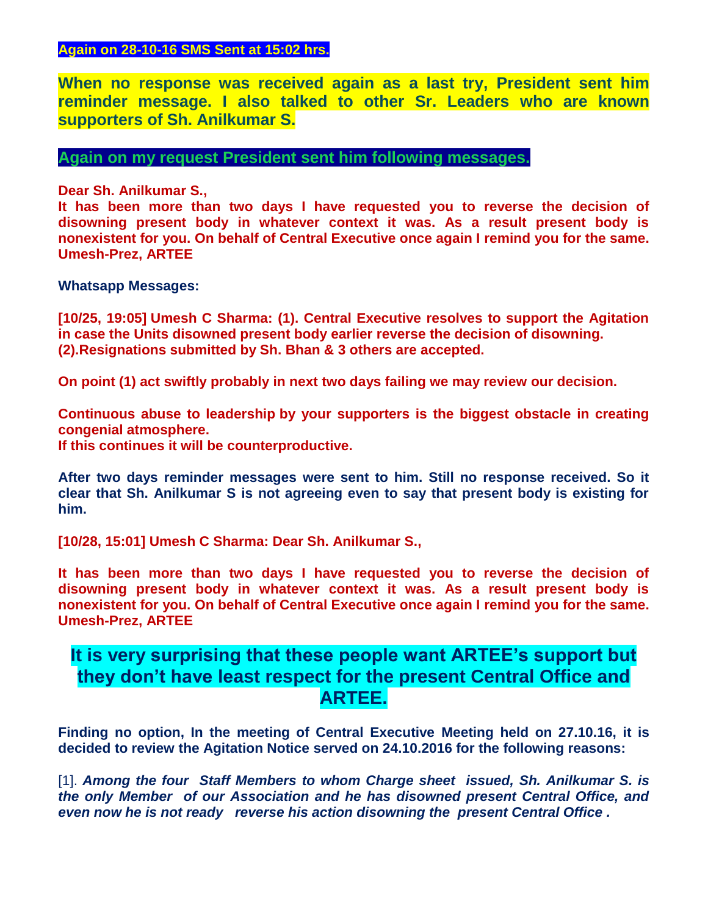**Again on 28-10-16 SMS Sent at 15:02 hrs.**

**When no response was received again as a last try, President sent him reminder message. I also talked to other Sr. Leaders who are known supporters of Sh. Anilkumar S.**

**Again on my request President sent him following messages.**

**Dear Sh. Anilkumar S.,**
**It has been more than two days I have requested you to reverse the decision of disowning present body in whatever context it was. As a result present body is nonexistent for you. On behalf of Central Executive once again I remind you for the same. Umesh-Prez, ARTEE**

**Whatsapp Messages:**

**[10/25, 19:05] Umesh C Sharma: (1). Central Executive resolves to support the Agitation in case the Units disowned present body earlier reverse the decision of disowning.**
**(2).Resignations submitted by Sh. Bhan & 3 others are accepted.**

**On point (1) act swiftly probably in next two days failing we may review our decision.**

**Continuous abuse to leadership by your supporters is the biggest obstacle in creating congenial atmosphere.**
**If this continues it will be counterproductive.**

**After two days reminder messages were sent to him. Still no response received. So it clear that Sh. Anilkumar S is not agreeing even to say that present body is existing for him.**

**[10/28, 15:01] Umesh C Sharma: Dear Sh. Anilkumar S.,**

**It has been more than two days I have requested you to reverse the decision of disowning present body in whatever context it was. As a result present body is nonexistent for you. On behalf of Central Executive once again I remind you for the same. Umesh-Prez, ARTEE**

## It is very surprising that these people want ARTEE's support but they don't have least respect for the present Central Office and ARTEE.

**Finding no option, In the meeting of Central Executive Meeting held on 27.10.16, it is decided to review the Agitation Notice served on 24.10.2016 for the following reasons:**

[1]. ***Among the four Staff Members to whom Charge sheet issued, Sh. Anilkumar S. is the only Member of our Association and he has disowned present Central Office, and even now he is not ready reverse his action disowning the present Central Office .***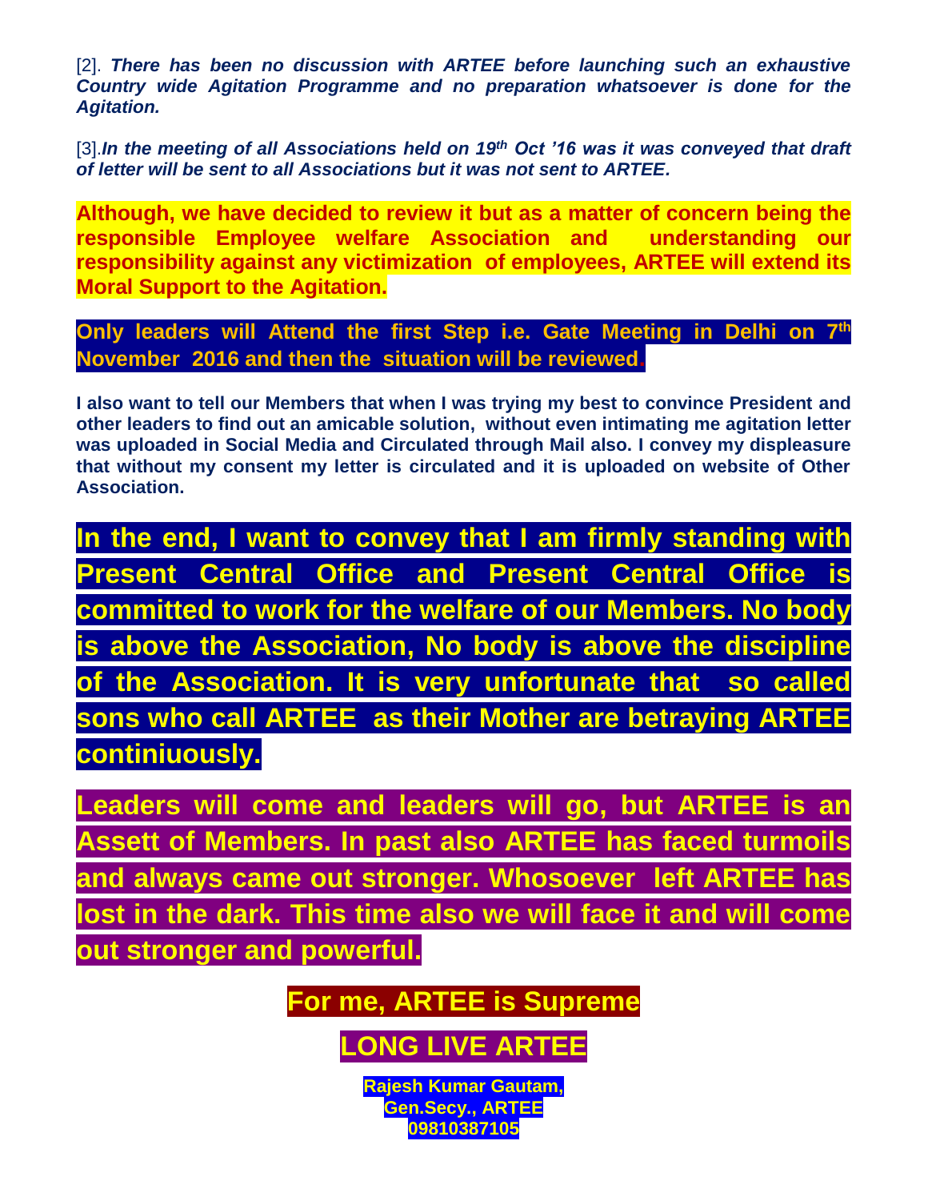[2]. ***There has been no discussion with ARTEE before launching such an exhaustive Country wide Agitation Programme and no preparation whatsoever is done for the Agitation.***

[3].***In the meeting of all Associations held on 19th Oct '16 was it was conveyed that draft of letter will be sent to all Associations but it was not sent to ARTEE.***

**Although, we have decided to review it but as a matter of concern being the responsible Employee welfare Association and understanding our responsibility against any victimization of employees, ARTEE will extend its Moral Support to the Agitation.**

**Only leaders will Attend the first Step i.e. Gate Meeting in Delhi on 7th November 2016 and then the situation will be reviewed.**

**I also want to tell our Members that when I was trying my best to convince President and other leaders to find out an amicable solution, without even intimating me agitation letter was uploaded in Social Media and Circulated through Mail also. I convey my displeasure that without my consent my letter is circulated and it is uploaded on website of Other Association.**

**In the end, I want to convey that I am firmly standing with Present Central Office and Present Central Office is committed to work for the welfare of our Members. No body is above the Association, No body is above the discipline of the Association. It is very unfortunate that so called sons who call ARTEE as their Mother are betraying ARTEE continiuously.**

**Leaders will come and leaders will go, but ARTEE is an Assett of Members. In past also ARTEE has faced turmoils and always came out stronger. Whosoever left ARTEE has lost in the dark. This time also we will face it and will come out stronger and powerful.**

**For me, ARTEE is Supreme**

**LONG LIVE ARTEE**

**Rajesh Kumar Gautam,**
**Gen.Secy., ARTEE**
**09810387105**